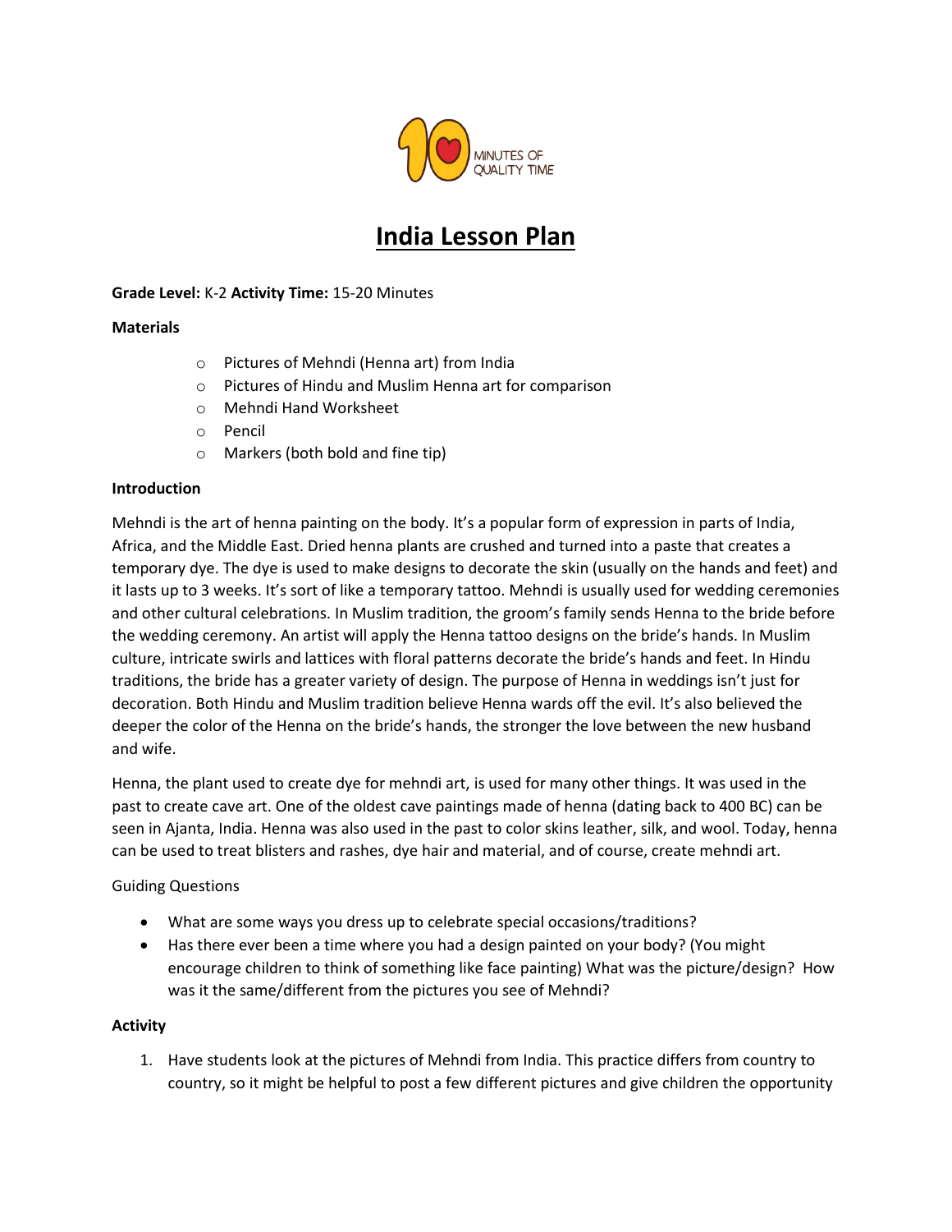MINUTES OF QUALITY TIME

# India Lesson Plan

**Grade Level:** K-2 **Activity Time:** 15-20 Minutes

**Materials**

- Pictures of Mehndi (Henna art) from India
- Pictures of Hindu and Muslim Henna art for comparison
- Mehndi Hand Worksheet
- Pencil
- Markers (both bold and fine tip)

**Introduction**

Mehndi is the art of henna painting on the body. It's a popular form of expression in parts of India, Africa, and the Middle East. Dried henna plants are crushed and turned into a paste that creates a temporary dye. The dye is used to make designs to decorate the skin (usually on the hands and feet) and it lasts up to 3 weeks. It's sort of like a temporary tattoo. Mehndi is usually used for wedding ceremonies and other cultural celebrations. In Muslim tradition, the groom's family sends Henna to the bride before the wedding ceremony. An artist will apply the Henna tattoo designs on the bride's hands. In Muslim culture, intricate swirls and lattices with floral patterns decorate the bride's hands and feet. In Hindu traditions, the bride has a greater variety of design. The purpose of Henna in weddings isn't just for decoration. Both Hindu and Muslim tradition believe Henna wards off the evil. It's also believed the deeper the color of the Henna on the bride's hands, the stronger the love between the new husband and wife.

Henna, the plant used to create dye for mehndi art, is used for many other things. It was used in the past to create cave art. One of the oldest cave paintings made of henna (dating back to 400 BC) can be seen in Ajanta, India. Henna was also used in the past to color skins leather, silk, and wool. Today, henna can be used to treat blisters and rashes, dye hair and material, and of course, create mehndi art.

Guiding Questions

- What are some ways you dress up to celebrate special occasions/traditions?
- Has there ever been a time where you had a design painted on your body? (You might encourage children to think of something like face painting) What was the picture/design? How was it the same/different from the pictures you see of Mehndi?

**Activity**

1. Have students look at the pictures of Mehndi from India. This practice differs from country to country, so it might be helpful to post a few different pictures and give children the opportunity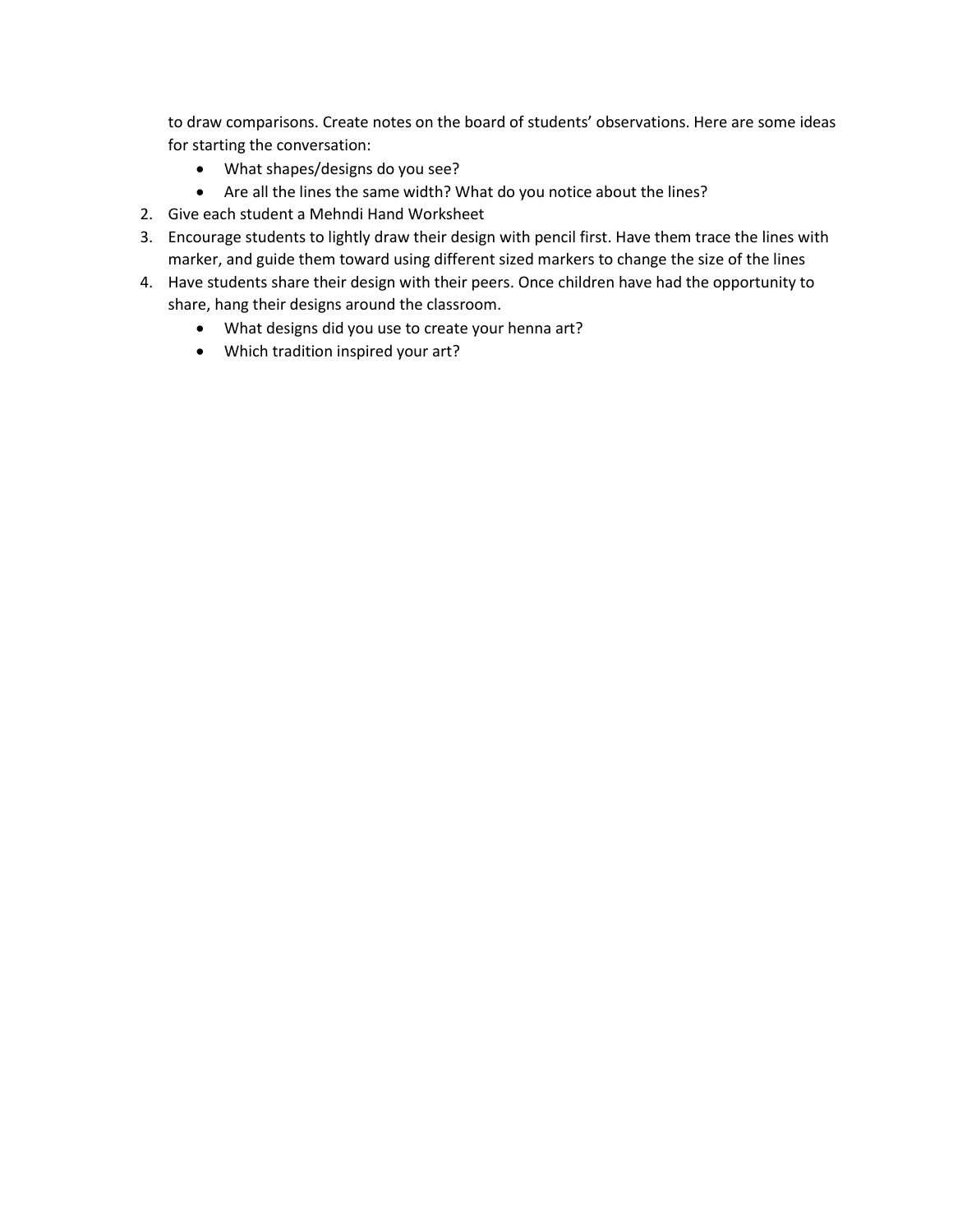to draw comparisons. Create notes on the board of students' observations. Here are some ideas for starting the conversation:

- What shapes/designs do you see?
- Are all the lines the same width? What do you notice about the lines?

2. Give each student a Mehndi Hand Worksheet
3. Encourage students to lightly draw their design with pencil first. Have them trace the lines with marker, and guide them toward using different sized markers to change the size of the lines
4. Have students share their design with their peers. Once children have had the opportunity to share, hang their designs around the classroom.
    - What designs did you use to create your henna art?
    - Which tradition inspired your art?